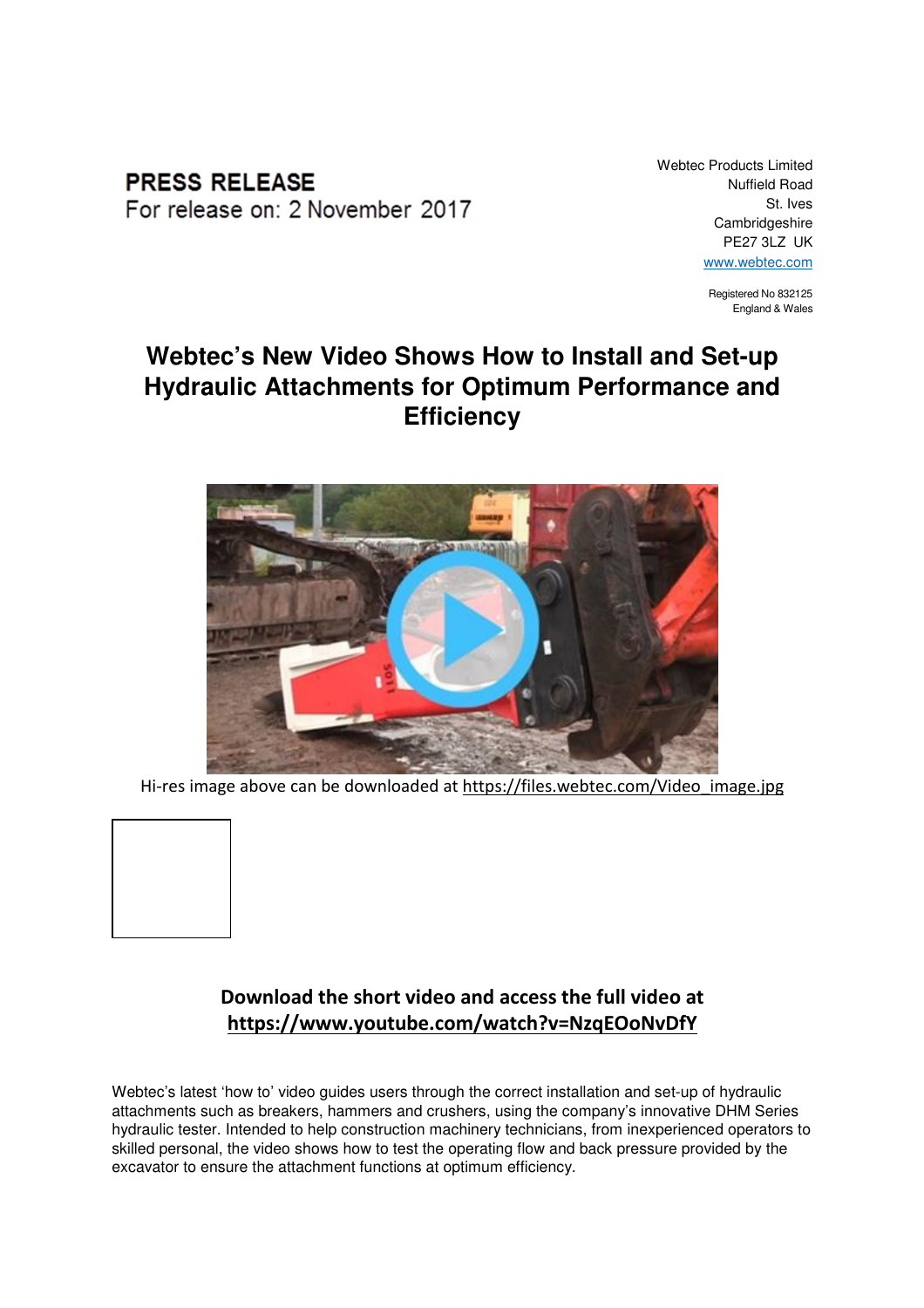**PRESS RELEASE**
For release on: 2 November 2017

Webtec Products Limited
Nuffield Road
St. Ives
Cambridgeshire
PE27 3LZ UK
www.webtec.com

Registered No 832125
England & Wales

# Webtec's New Video Shows How to Install and Set-up Hydraulic Attachments for Optimum Performance and Efficiency

Hi-res image above can be downloaded at https://files.webtec.com/Video_image.jpg

**Download the short video and access the full video at https://www.youtube.com/watch?v=NzqEOoNvDfY**

Webtec's latest 'how to' video guides users through the correct installation and set-up of hydraulic attachments such as breakers, hammers and crushers, using the company's innovative DHM Series hydraulic tester. Intended to help construction machinery technicians, from inexperienced operators to skilled personal, the video shows how to test the operating flow and back pressure provided by the excavator to ensure the attachment functions at optimum efficiency.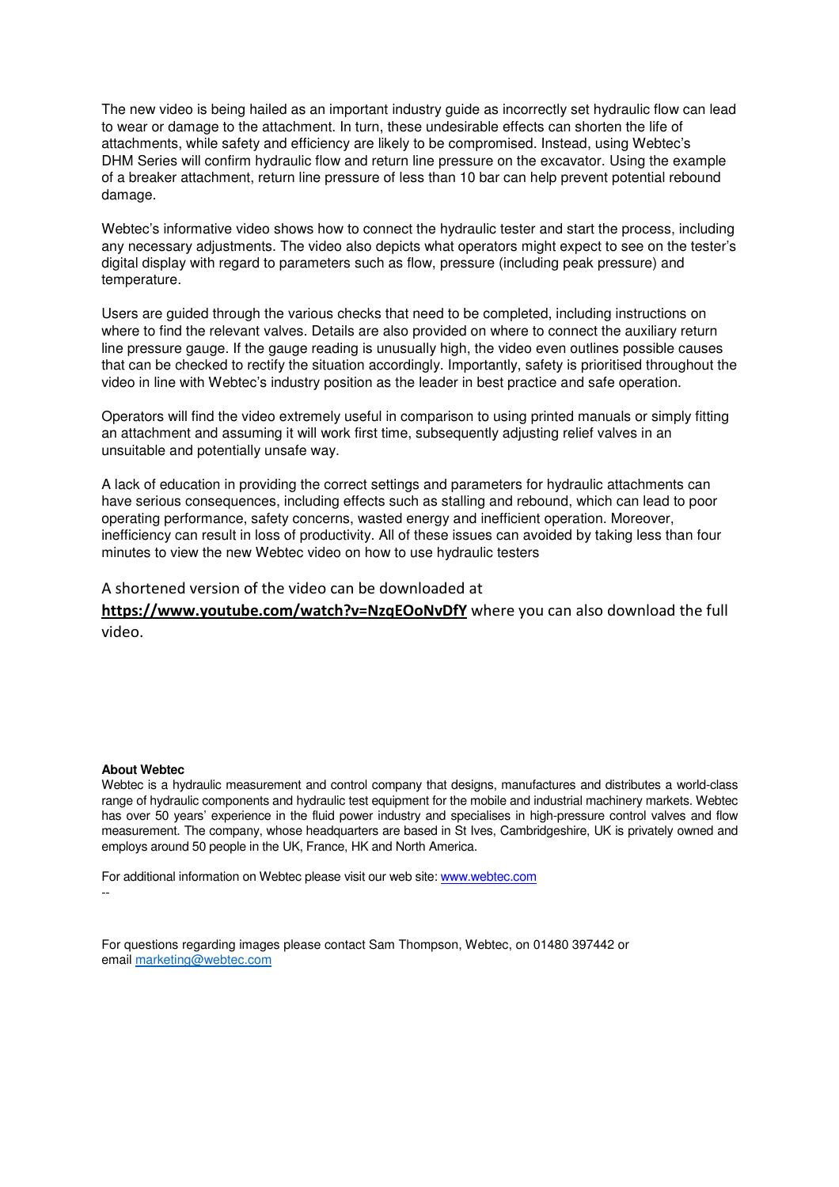The new video is being hailed as an important industry guide as incorrectly set hydraulic flow can lead to wear or damage to the attachment. In turn, these undesirable effects can shorten the life of attachments, while safety and efficiency are likely to be compromised. Instead, using Webtec's DHM Series will confirm hydraulic flow and return line pressure on the excavator. Using the example of a breaker attachment, return line pressure of less than 10 bar can help prevent potential rebound damage.

Webtec's informative video shows how to connect the hydraulic tester and start the process, including any necessary adjustments. The video also depicts what operators might expect to see on the tester's digital display with regard to parameters such as flow, pressure (including peak pressure) and temperature.

Users are guided through the various checks that need to be completed, including instructions on where to find the relevant valves. Details are also provided on where to connect the auxiliary return line pressure gauge. If the gauge reading is unusually high, the video even outlines possible causes that can be checked to rectify the situation accordingly. Importantly, safety is prioritised throughout the video in line with Webtec's industry position as the leader in best practice and safe operation.

Operators will find the video extremely useful in comparison to using printed manuals or simply fitting an attachment and assuming it will work first time, subsequently adjusting relief valves in an unsuitable and potentially unsafe way.

A lack of education in providing the correct settings and parameters for hydraulic attachments can have serious consequences, including effects such as stalling and rebound, which can lead to poor operating performance, safety concerns, wasted energy and inefficient operation. Moreover, inefficiency can result in loss of productivity. All of these issues can avoided by taking less than four minutes to view the new Webtec video on how to use hydraulic testers

A shortened version of the video can be downloaded at **https://www.youtube.com/watch?v=NzqEOoNvDfY** where you can also download the full video.

**About Webtec**

Webtec is a hydraulic measurement and control company that designs, manufactures and distributes a world-class range of hydraulic components and hydraulic test equipment for the mobile and industrial machinery markets. Webtec has over 50 years' experience in the fluid power industry and specialises in high-pressure control valves and flow measurement. The company, whose headquarters are based in St Ives, Cambridgeshire, UK is privately owned and employs around 50 people in the UK, France, HK and North America.

For additional information on Webtec please visit our web site: www.webtec.com

--

For questions regarding images please contact Sam Thompson, Webtec, on 01480 397442 or email marketing@webtec.com